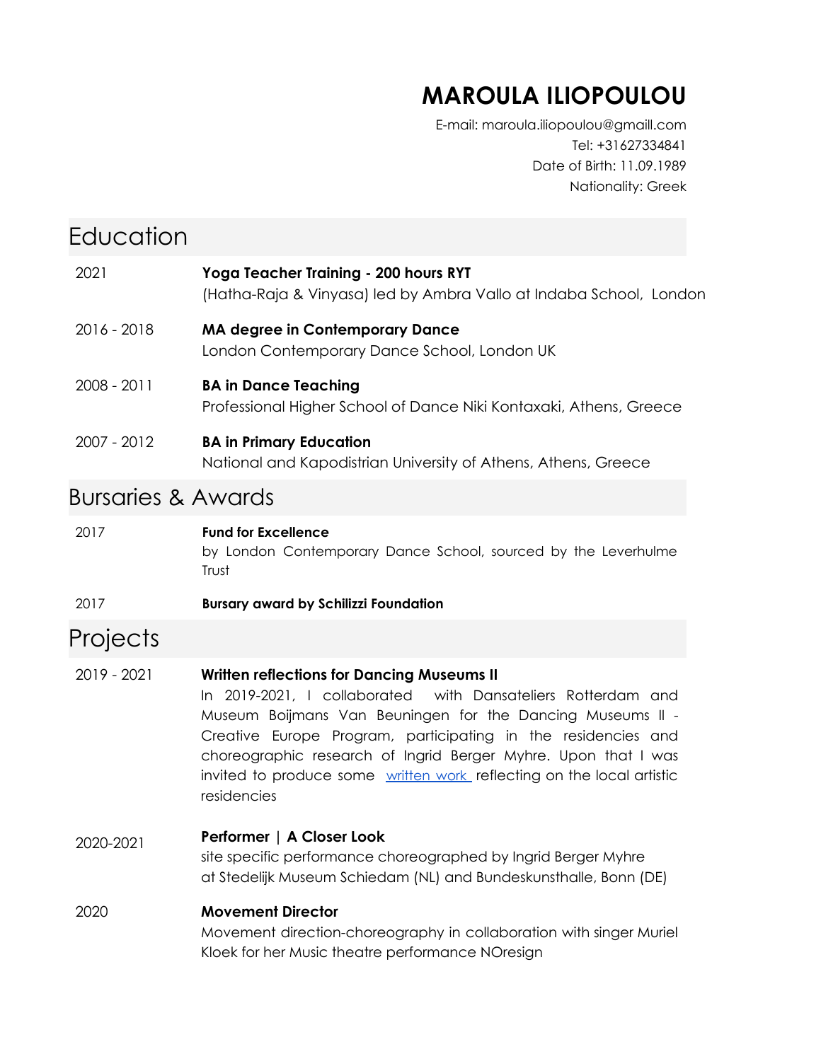# MAROULA ILIOPOULOU

E-mail: maroula.iliopoulou@gmaill.com
Tel: +31627334841
Date of Birth: 11.09.1989
Nationality: Greek

## Education

2021 — **Yoga Teacher Training - 200 hours RYT**
(Hatha-Raja & Vinyasa) led by Ambra Vallo at Indaba School, London

2016 - 2018 — **MA degree in Contemporary Dance**
London Contemporary Dance School, London UK

2008 - 2011 — **BA in Dance Teaching**
Professional Higher School of Dance Niki Kontaxaki, Athens, Greece

2007 - 2012 — **BA in Primary Education**
National and Kapodistrian University of Athens, Athens, Greece

## Bursaries & Awards

2017 — **Fund for Excellence**
by London Contemporary Dance School, sourced by the Leverhulme Trust

2017 — **Bursary award by Schilizzi Foundation**

## Projects

2019 - 2021 — **Written reflections for Dancing Museums II**
In 2019-2021, I collaborated with Dansateliers Rotterdam and Museum Boijmans Van Beuningen for the Dancing Museums II - Creative Europe Program, participating in the residencies and choreographic research of Ingrid Berger Myhre. Upon that I was invited to produce some written work reflecting on the local artistic residencies

2020-2021 — **Performer | A Closer Look**
site specific performance choreographed by Ingrid Berger Myhre at Stedelijk Museum Schiedam (NL) and Bundeskunsthalle, Bonn (DE)

2020 — **Movement Director**
Movement direction-choreography in collaboration with singer Muriel Kloek for her Music theatre performance NOresign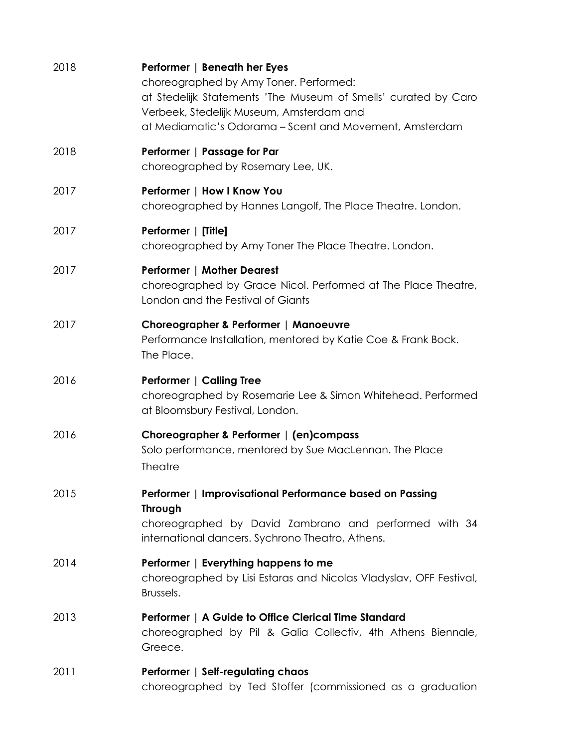2018 **Performer | Beneath her Eyes**
choreographed by Amy Toner. Performed:
at Stedelijk Statements 'The Museum of Smells' curated by Caro Verbeek, Stedelijk Museum, Amsterdam and
at Mediamatic's Odorama – Scent and Movement, Amsterdam

2018 **Performer | Passage for Par**
choreographed by Rosemary Lee, UK.

2017 **Performer | How I Know You**
choreographed by Hannes Langolf, The Place Theatre. London.

2017 **Performer | [Title]**
choreographed by Amy Toner The Place Theatre. London.

2017 **Performer | Mother Dearest**
choreographed by Grace Nicol. Performed at The Place Theatre, London and the Festival of Giants

2017 **Choreographer & Performer | Manoeuvre**
Performance Installation, mentored by Katie Coe & Frank Bock. The Place.

2016 **Performer | Calling Tree**
choreographed by Rosemarie Lee & Simon Whitehead. Performed at Bloomsbury Festival, London.

2016 **Choreographer & Performer | (en)compass**
Solo performance, mentored by Sue MacLennan. The Place Theatre

2015 **Performer | Improvisational Performance based on Passing Through**
choreographed by David Zambrano and performed with 34 international dancers. Sychrono Theatro, Athens.

2014 **Performer | Everything happens to me**
choreographed by Lisi Estaras and Nicolas Vladyslav, OFF Festival, Brussels.

2013 **Performer | A Guide to Office Clerical Time Standard**
choreographed by Pil & Galia Collectiv, 4th Athens Biennale, Greece.

2011 **Performer | Self-regulating chaos**
choreographed by Ted Stoffer (commissioned as a graduation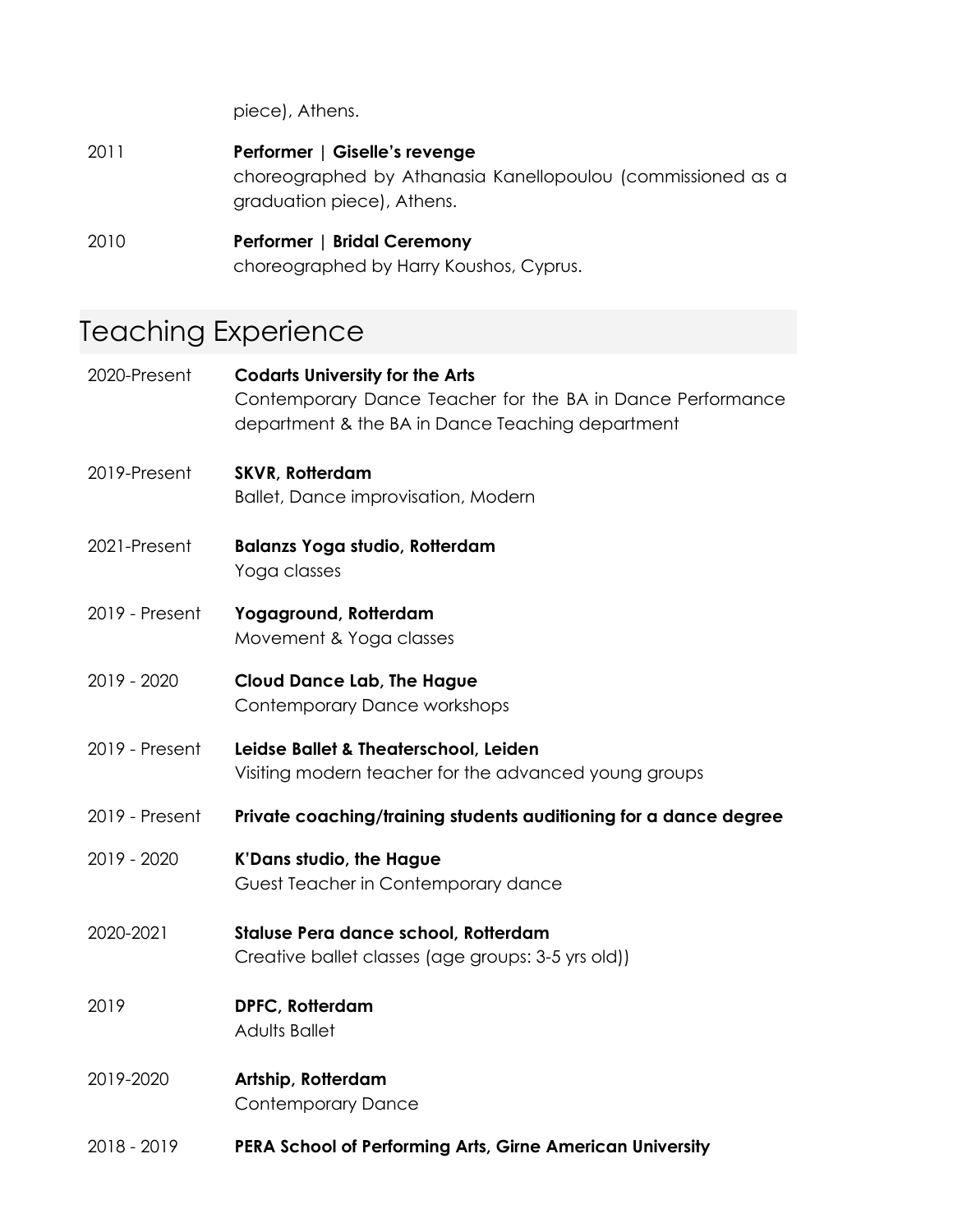piece), Athens.

2011 **Performer | Giselle's revenge**
choreographed by Athanasia Kanellopoulou (commissioned as a graduation piece), Athens.

2010 **Performer | Bridal Ceremony**
choreographed by Harry Koushos, Cyprus.

## Teaching Experience

2020-Present **Codarts University for the Arts**
Contemporary Dance Teacher for the BA in Dance Performance department & the BA in Dance Teaching department

2019-Present **SKVR, Rotterdam**
Ballet, Dance improvisation, Modern

2021-Present **Balanzs Yoga studio, Rotterdam**
Yoga classes

2019 - Present **Yogaground, Rotterdam**
Movement & Yoga classes

2019 - 2020 **Cloud Dance Lab, The Hague**
Contemporary Dance workshops

2019 - Present **Leidse Ballet & Theaterschool, Leiden**
Visiting modern teacher for the advanced young groups

2019 - Present **Private coaching/training students auditioning for a dance degree**

2019 - 2020 **K'Dans studio, the Hague**
Guest Teacher in Contemporary dance

2020-2021 **Staluse Pera dance school, Rotterdam**
Creative ballet classes (age groups: 3-5 yrs old))

2019 **DPFC, Rotterdam**
Adults Ballet

2019-2020 **Artship, Rotterdam**
Contemporary Dance

2018 - 2019 **PERA School of Performing Arts, Girne American University**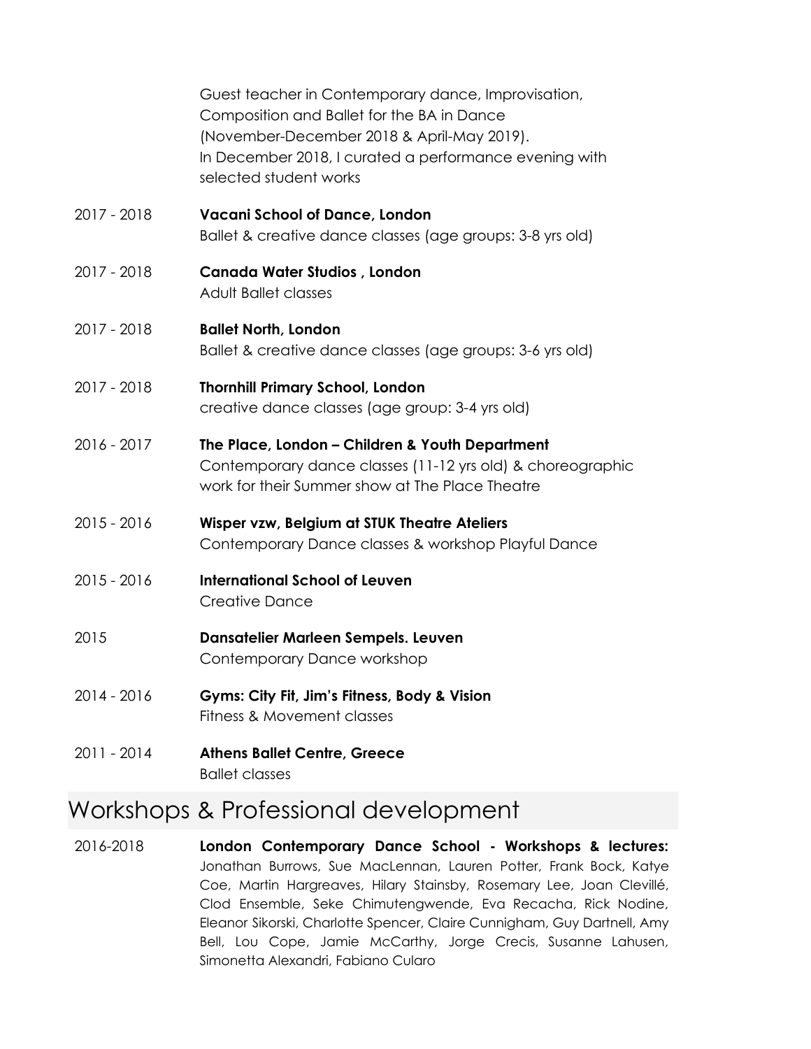Guest teacher in Contemporary dance, Improvisation, Composition and Ballet for the BA in Dance (November-December 2018 & April-May 2019).
In December 2018, I curated a performance evening with selected student works

2017 - 2018 **Vacani School of Dance, London**
Ballet & creative dance classes (age groups: 3-8 yrs old)

2017 - 2018 **Canada Water Studios , London**
Adult Ballet classes

2017 - 2018 **Ballet North, London**
Ballet & creative dance classes (age groups: 3-6 yrs old)

2017 - 2018 **Thornhill Primary School, London**
creative dance classes (age group: 3-4 yrs old)

2016 - 2017 **The Place, London – Children & Youth Department**
Contemporary dance classes (11-12 yrs old) & choreographic work for their Summer show at The Place Theatre

2015 - 2016 **Wisper vzw, Belgium at STUK Theatre Ateliers**
Contemporary Dance classes & workshop Playful Dance

2015 - 2016 **International School of Leuven**
Creative Dance

2015 **Dansatelier Marleen Sempels. Leuven**
Contemporary Dance workshop

2014 - 2016 **Gyms: City Fit, Jim's Fitness, Body & Vision**
Fitness & Movement classes

2011 - 2014 **Athens Ballet Centre, Greece**
Ballet classes

# Workshops & Professional development

2016-2018 **London Contemporary Dance School - Workshops & lectures:** Jonathan Burrows, Sue MacLennan, Lauren Potter, Frank Bock, Katye Coe, Martin Hargreaves, Hilary Stainsby, Rosemary Lee, Joan Clevillé, Clod Ensemble, Seke Chimutengwende, Eva Recacha, Rick Nodine, Eleanor Sikorski, Charlotte Spencer, Claire Cunnigham, Guy Dartnell, Amy Bell, Lou Cope, Jamie McCarthy, Jorge Crecis, Susanne Lahusen, Simonetta Alexandri, Fabiano Cularo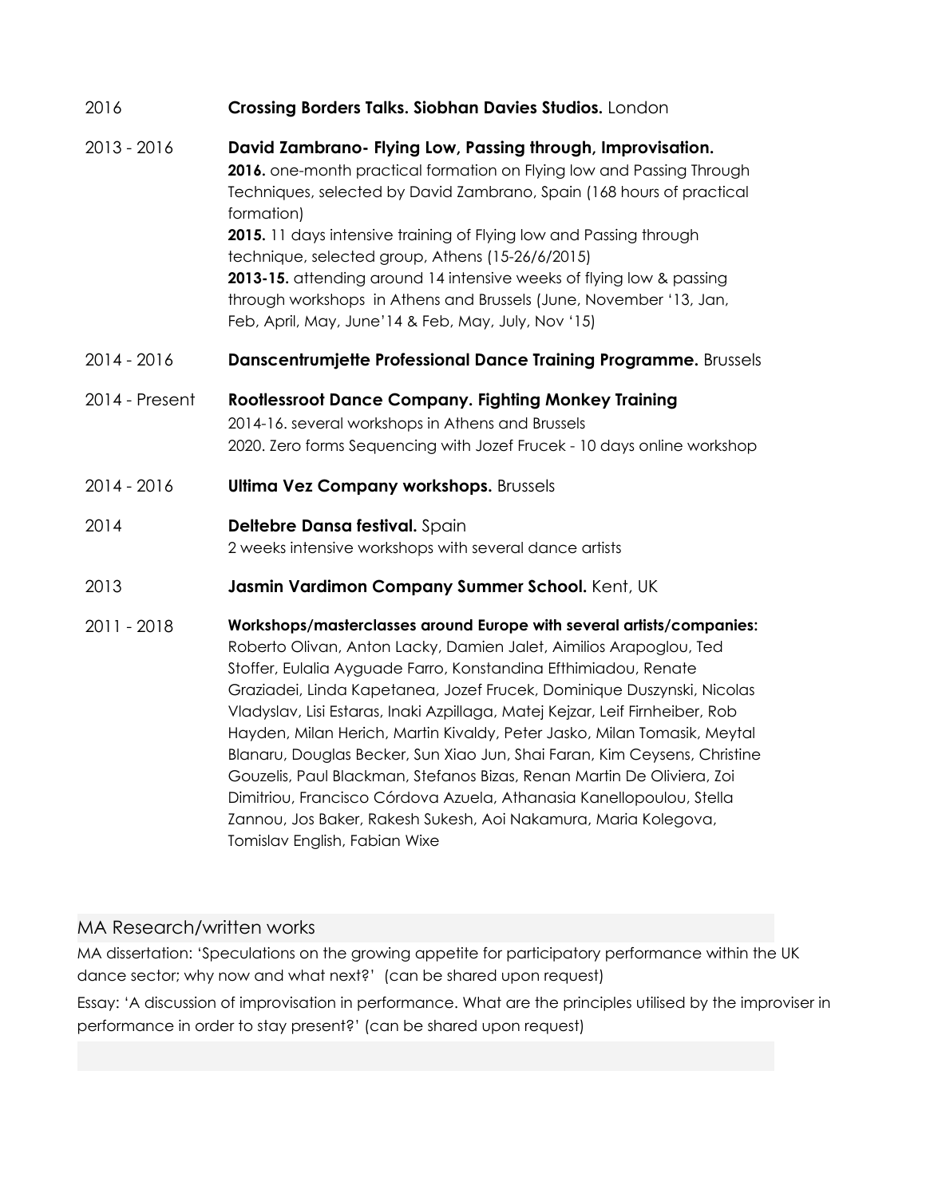| | |
|---|---|
| 2016 | **Crossing Borders Talks. Siobhan Davies Studios.** London |
| 2013 - 2016 | **David Zambrano- Flying Low, Passing through, Improvisation.**<br>**2016.** one-month practical formation on Flying low and Passing Through Techniques, selected by David Zambrano, Spain (168 hours of practical formation)<br>**2015.** 11 days intensive training of Flying low and Passing through technique, selected group, Athens (15-26/6/2015)<br>**2013-15.** attending around 14 intensive weeks of flying low & passing through workshops in Athens and Brussels (June, November '13, Jan, Feb, April, May, June'14 & Feb, May, July, Nov '15) |
| 2014 - 2016 | **Danscentrumjette Professional Dance Training Programme.** Brussels |
| 2014 - Present | **Rootlessroot Dance Company. Fighting Monkey Training**<br>2014-16. several workshops in Athens and Brussels<br>2020. Zero forms Sequencing with Jozef Frucek - 10 days online workshop |
| 2014 - 2016 | **Ultima Vez Company workshops.** Brussels |
| 2014 | **Deltebre Dansa festival.** Spain<br>2 weeks intensive workshops with several dance artists |
| 2013 | **Jasmin Vardimon Company Summer School.** Kent, UK |
| 2011 - 2018 | **Workshops/masterclasses around Europe with several artists/companies:**<br>Roberto Olivan, Anton Lacky, Damien Jalet, Aimilios Arapoglou, Ted Stoffer, Eulalia Ayguade Farro, Konstandina Efthimiadou, Renate Graziadei, Linda Kapetanea, Jozef Frucek, Dominique Duszynski, Nicolas Vladyslav, Lisi Estaras, Inaki Azpillaga, Matej Kejzar, Leif Firnheiber, Rob Hayden, Milan Herich, Martin Kivaldy, Peter Jasko, Milan Tomasik, Meytal Blanaru, Douglas Becker, Sun Xiao Jun, Shai Faran, Kim Ceysens, Christine Gouzelis, Paul Blackman, Stefanos Bizas, Renan Martin De Oliviera, Zoi Dimitriou, Francisco Córdova Azuela, Athanasia Kanellopoulou, Stella Zannou, Jos Baker, Rakesh Sukesh, Aoi Nakamura, Maria Kolegova, Tomislav English, Fabian Wixe |

## MA Research/written works

MA dissertation: 'Speculations on the growing appetite for participatory performance within the UK dance sector; why now and what next?' (can be shared upon request)

Essay: 'A discussion of improvisation in performance. What are the principles utilised by the improviser in performance in order to stay present?' (can be shared upon request)